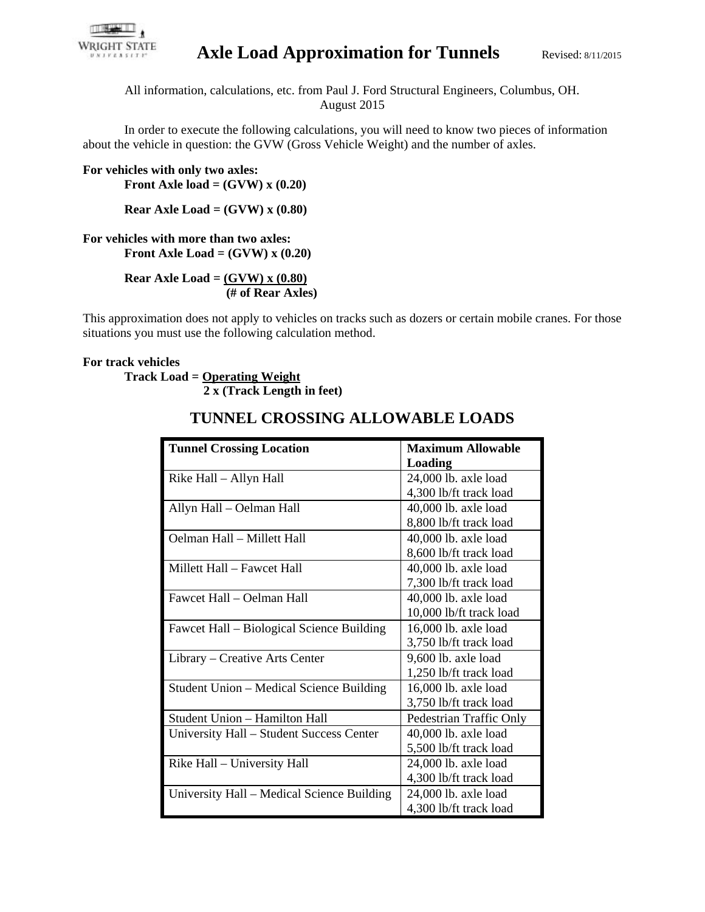# Axle Load Approximation for Tunnels

Revised: 8/11/2015

All information, calculations, etc. from Paul J. Ford Structural Engineers, Columbus, OH. August 2015

In order to execute the following calculations, you will need to know two pieces of information about the vehicle in question: the GVW (Gross Vehicle Weight) and the number of axles.

**For vehicles with only two axles:**

**Front Axle load = (GVW) x (0.20)**

**Rear Axle Load = (GVW) x (0.80)**

**For vehicles with more than two axles:**

**Front Axle Load = (GVW) x (0.20)**

$$\textbf{Rear Axle Load} = \frac{\textbf{(GVW) x (0.80)}}{\textbf{(\# of Rear Axles)}}$$

This approximation does not apply to vehicles on tracks such as dozers or certain mobile cranes. For those situations you must use the following calculation method.

**For track vehicles**

$$\textbf{Track Load} = \frac{\textbf{Operating Weight}}{\textbf{2 x (Track Length in feet)}}$$

## TUNNEL CROSSING ALLOWABLE LOADS

| **Tunnel Crossing Location** | **Maximum Allowable Loading** |
|---|---|
| Rike Hall – Allyn Hall | 24,000 lb. axle load<br>4,300 lb/ft track load |
| Allyn Hall – Oelman Hall | 40,000 lb. axle load<br>8,800 lb/ft track load |
| Oelman Hall – Millett Hall | 40,000 lb. axle load<br>8,600 lb/ft track load |
| Millett Hall – Fawcet Hall | 40,000 lb. axle load<br>7,300 lb/ft track load |
| Fawcet Hall – Oelman Hall | 40,000 lb. axle load<br>10,000 lb/ft track load |
| Fawcet Hall – Biological Science Building | 16,000 lb. axle load<br>3,750 lb/ft track load |
| Library – Creative Arts Center | 9,600 lb. axle load<br>1,250 lb/ft track load |
| Student Union – Medical Science Building | 16,000 lb. axle load<br>3,750 lb/ft track load |
| Student Union – Hamilton Hall | Pedestrian Traffic Only |
| University Hall – Student Success Center | 40,000 lb. axle load<br>5,500 lb/ft track load |
| Rike Hall – University Hall | 24,000 lb. axle load<br>4,300 lb/ft track load |
| University Hall – Medical Science Building | 24,000 lb. axle load<br>4,300 lb/ft track load |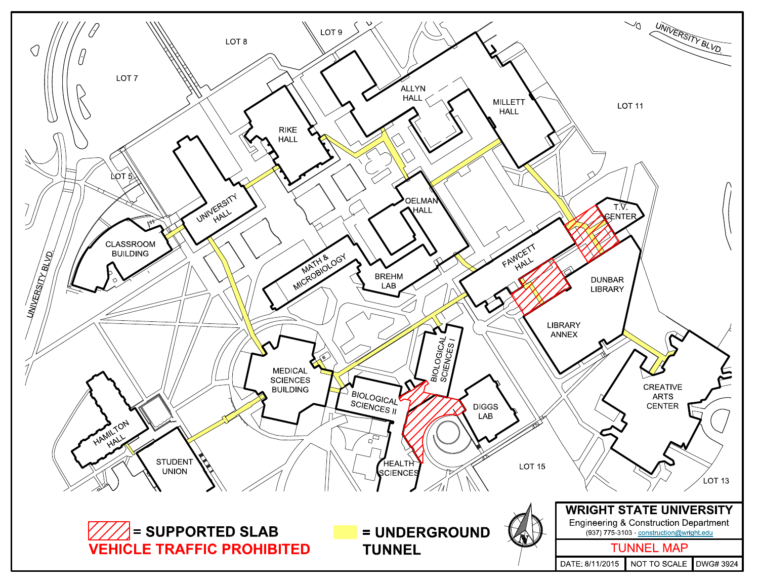LOT 9

LOT 8

UNIVERSITY BLVD.

LOT 7

ALLYN HALL

MILLETT HALL

LOT 11

RIKE HALL

LOT 5

OELMAN HALL

UNIVERSITY HALL

T.V. CENTER

CLASSROOM BUILDING

FAWCETT HALL

MATH & MICROBIOLOGY

BREHM LAB

DUNBAR LIBRARY

UNIVERSITY BLVD.

LIBRARY ANNEX

BIOLOGICAL SCIENCES I

MEDICAL SCIENCES BUILDING

CREATIVE ARTS CENTER

BIOLOGICAL SCIENCES II

DIGGS LAB

HAMILTON HALL

STUDENT UNION

HEALTH SCIENCES

LOT 15

LOT 13

= SUPPORTED SLAB

VEHICLE TRAFFIC PROHIBITED

= UNDERGROUND TUNNEL

N

**WRIGHT STATE UNIVERSITY**

Engineering & Construction Department

(937) 775-3103 - construction@wright.edu

TUNNEL MAP

| | | |
|---|---|---|
| DATE: 8/11/2015 | NOT TO SCALE | DWG# 3924 |